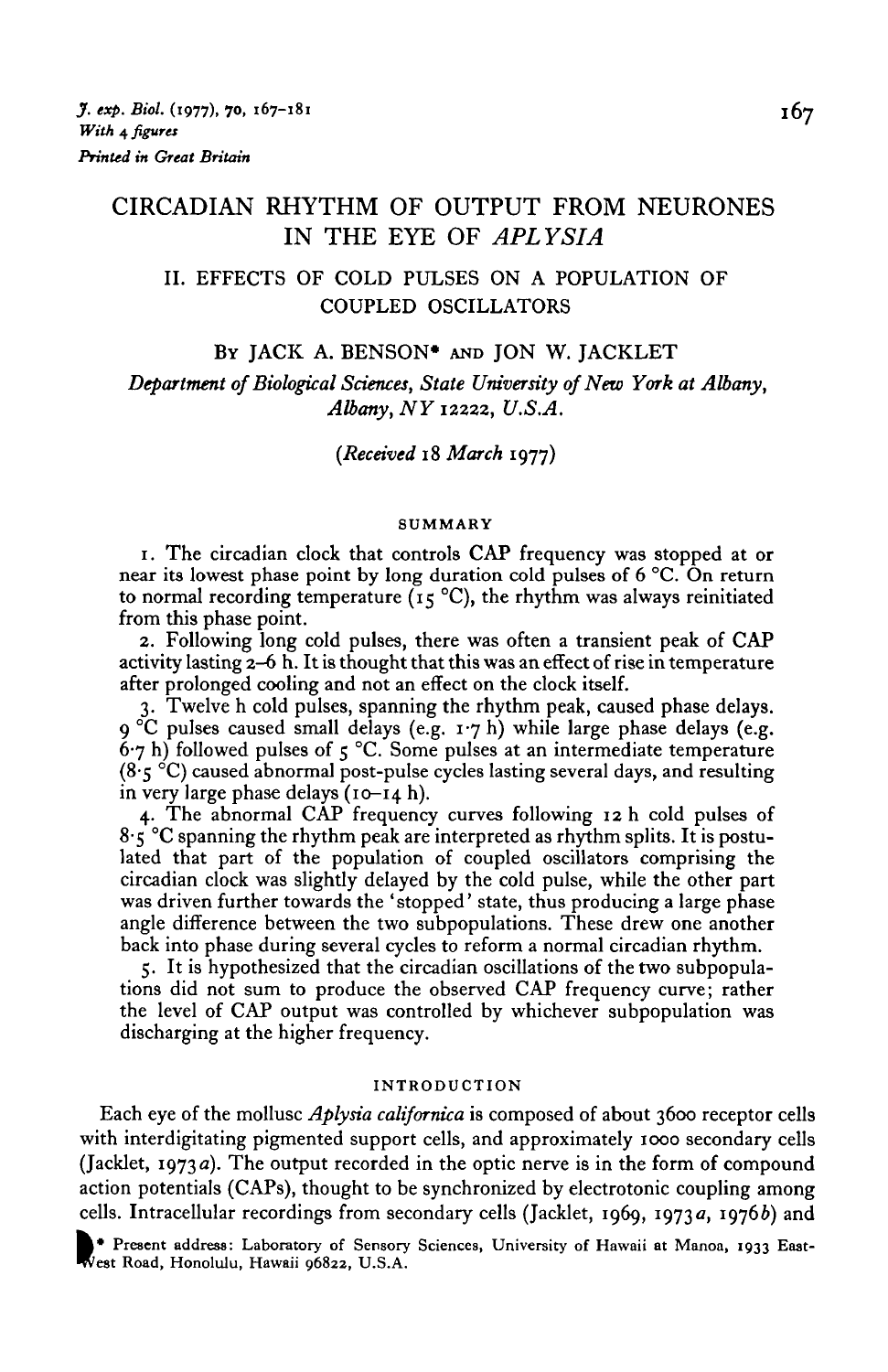# CIRCADIAN RHYTHM OF OUTPUT FROM NEURONES IN THE EYE OF *APLYSIA*

## II. EFFECTS OF COLD PULSES ON A POPULATION OF COUPLED OSCILLATORS

By JACK A. BENSON* and JON W. JACKLET

*Department of Biological Sciences, State University of New York at Albany, Albany, NY 12222, U.S.A.*

*(Received 18 March 1977)*

### SUMMARY

1. The circadian clock that controls CAP frequency was stopped at or near its lowest phase point by long duration cold pulses of 6 °C. On return to normal recording temperature (15 °C), the rhythm was always reinitiated from this phase point.

2. Following long cold pulses, there was often a transient peak of CAP activity lasting 2–6 h. It is thought that this was an effect of rise in temperature after prolonged cooling and not an effect on the clock itself.

3. Twelve h cold pulses, spanning the rhythm peak, caused phase delays. 9 °C pulses caused small delays (e.g. 1·7 h) while large phase delays (e.g. 6·7 h) followed pulses of 5 °C. Some pulses at an intermediate temperature (8·5 °C) caused abnormal post-pulse cycles lasting several days, and resulting in very large phase delays (10–14 h).

4. The abnormal CAP frequency curves following 12 h cold pulses of 8·5 °C spanning the rhythm peak are interpreted as rhythm splits. It is postulated that part of the population of coupled oscillators comprising the circadian clock was slightly delayed by the cold pulse, while the other part was driven further towards the 'stopped' state, thus producing a large phase angle difference between the two subpopulations. These drew one another back into phase during several cycles to reform a normal circadian rhythm.

5. It is hypothesized that the circadian oscillations of the two subpopulations did not sum to produce the observed CAP frequency curve; rather the level of CAP output was controlled by whichever subpopulation was discharging at the higher frequency.

### INTRODUCTION

Each eye of the mollusc *Aplysia californica* is composed of about 3600 receptor cells with interdigitating pigmented support cells, and approximately 1000 secondary cells (Jacklet, 1973*a*). The output recorded in the optic nerve is in the form of compound action potentials (CAPs), thought to be synchronized by electrotonic coupling among cells. Intracellular recordings from secondary cells (Jacklet, 1969, 1973*a*, 1976*b*) and

* Present address: Laboratory of Sensory Sciences, University of Hawaii at Manoa, 1933 East-West Road, Honolulu, Hawaii 96822, U.S.A.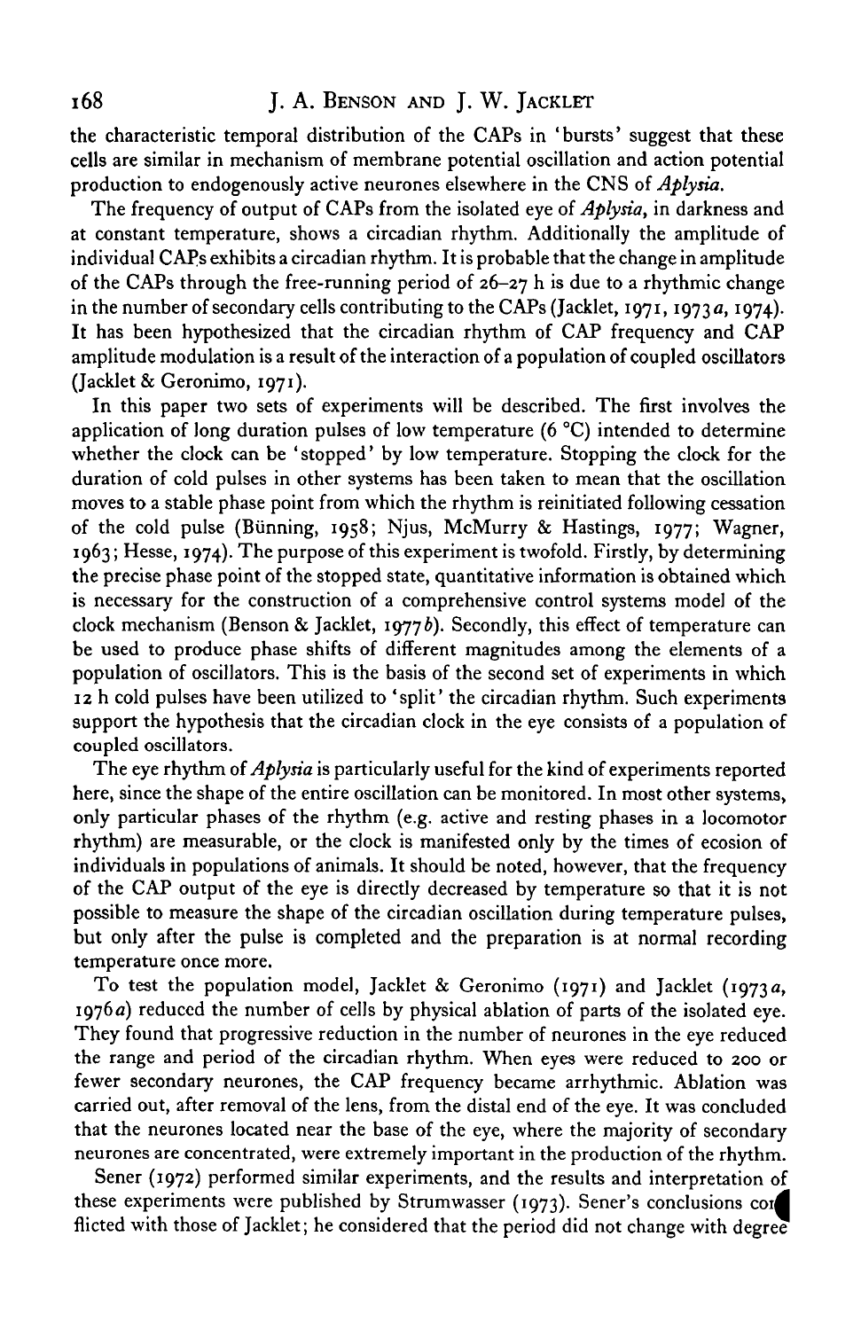the characteristic temporal distribution of the CAPs in 'bursts' suggest that these cells are similar in mechanism of membrane potential oscillation and action potential production to endogenously active neurones elsewhere in the CNS of *Aplysia*.

The frequency of output of CAPs from the isolated eye of *Aplysia*, in darkness and at constant temperature, shows a circadian rhythm. Additionally the amplitude of individual CAPs exhibits a circadian rhythm. It is probable that the change in amplitude of the CAPs through the free-running period of 26–27 h is due to a rhythmic change in the number of secondary cells contributing to the CAPs (Jacklet, 1971, 1973*a*, 1974). It has been hypothesized that the circadian rhythm of CAP frequency and CAP amplitude modulation is a result of the interaction of a population of coupled oscillators (Jacklet & Geronimo, 1971).

In this paper two sets of experiments will be described. The first involves the application of long duration pulses of low temperature (6 °C) intended to determine whether the clock can be 'stopped' by low temperature. Stopping the clock for the duration of cold pulses in other systems has been taken to mean that the oscillation moves to a stable phase point from which the rhythm is reinitiated following cessation of the cold pulse (Bünning, 1958; Njus, McMurry & Hastings, 1977; Wagner, 1963; Hesse, 1974). The purpose of this experiment is twofold. Firstly, by determining the precise phase point of the stopped state, quantitative information is obtained which is necessary for the construction of a comprehensive control systems model of the clock mechanism (Benson & Jacklet, 1977*b*). Secondly, this effect of temperature can be used to produce phase shifts of different magnitudes among the elements of a population of oscillators. This is the basis of the second set of experiments in which 12 h cold pulses have been utilized to 'split' the circadian rhythm. Such experiments support the hypothesis that the circadian clock in the eye consists of a population of coupled oscillators.

The eye rhythm of *Aplysia* is particularly useful for the kind of experiments reported here, since the shape of the entire oscillation can be monitored. In most other systems, only particular phases of the rhythm (e.g. active and resting phases in a locomotor rhythm) are measurable, or the clock is manifested only by the times of ecosion of individuals in populations of animals. It should be noted, however, that the frequency of the CAP output of the eye is directly decreased by temperature so that it is not possible to measure the shape of the circadian oscillation during temperature pulses, but only after the pulse is completed and the preparation is at normal recording temperature once more.

To test the population model, Jacklet & Geronimo (1971) and Jacklet (1973*a*, 1976*a*) reduced the number of cells by physical ablation of parts of the isolated eye. They found that progressive reduction in the number of neurones in the eye reduced the range and period of the circadian rhythm. When eyes were reduced to 200 or fewer secondary neurones, the CAP frequency became arrhythmic. Ablation was carried out, after removal of the lens, from the distal end of the eye. It was concluded that the neurones located near the base of the eye, where the majority of secondary neurones are concentrated, were extremely important in the production of the rhythm.

Sener (1972) performed similar experiments, and the results and interpretation of these experiments were published by Strumwasser (1973). Sener's conclusions conflicted with those of Jacklet; he considered that the period did not change with degree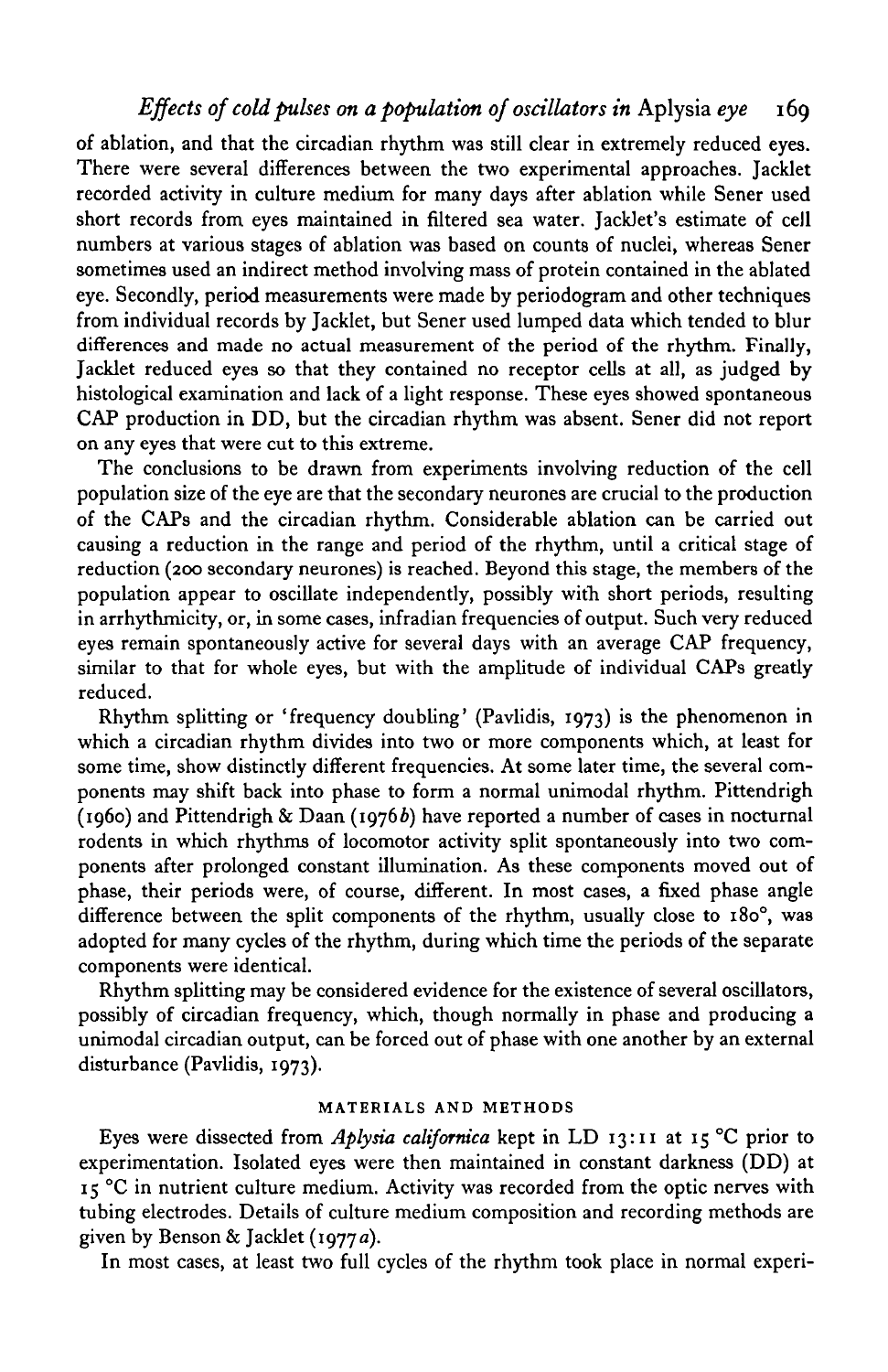of ablation, and that the circadian rhythm was still clear in extremely reduced eyes. There were several differences between the two experimental approaches. Jacklet recorded activity in culture medium for many days after ablation while Sener used short records from eyes maintained in filtered sea water. Jacklet's estimate of cell numbers at various stages of ablation was based on counts of nuclei, whereas Sener sometimes used an indirect method involving mass of protein contained in the ablated eye. Secondly, period measurements were made by periodogram and other techniques from individual records by Jacklet, but Sener used lumped data which tended to blur differences and made no actual measurement of the period of the rhythm. Finally, Jacklet reduced eyes so that they contained no receptor cells at all, as judged by histological examination and lack of a light response. These eyes showed spontaneous CAP production in DD, but the circadian rhythm was absent. Sener did not report on any eyes that were cut to this extreme.

The conclusions to be drawn from experiments involving reduction of the cell population size of the eye are that the secondary neurones are crucial to the production of the CAPs and the circadian rhythm. Considerable ablation can be carried out causing a reduction in the range and period of the rhythm, until a critical stage of reduction (200 secondary neurones) is reached. Beyond this stage, the members of the population appear to oscillate independently, possibly with short periods, resulting in arrhythmicity, or, in some cases, infradian frequencies of output. Such very reduced eyes remain spontaneously active for several days with an average CAP frequency, similar to that for whole eyes, but with the amplitude of individual CAPs greatly reduced.

Rhythm splitting or 'frequency doubling' (Pavlidis, 1973) is the phenomenon in which a circadian rhythm divides into two or more components which, at least for some time, show distinctly different frequencies. At some later time, the several components may shift back into phase to form a normal unimodal rhythm. Pittendrigh (1960) and Pittendrigh & Daan (1976*b*) have reported a number of cases in nocturnal rodents in which rhythms of locomotor activity split spontaneously into two components after prolonged constant illumination. As these components moved out of phase, their periods were, of course, different. In most cases, a fixed phase angle difference between the split components of the rhythm, usually close to 180°, was adopted for many cycles of the rhythm, during which time the periods of the separate components were identical.

Rhythm splitting may be considered evidence for the existence of several oscillators, possibly of circadian frequency, which, though normally in phase and producing a unimodal circadian output, can be forced out of phase with one another by an external disturbance (Pavlidis, 1973).

## MATERIALS AND METHODS

Eyes were dissected from *Aplysia californica* kept in LD 13:11 at 15 °C prior to experimentation. Isolated eyes were then maintained in constant darkness (DD) at 15 °C in nutrient culture medium. Activity was recorded from the optic nerves with tubing electrodes. Details of culture medium composition and recording methods are given by Benson & Jacklet (1977*a*).

In most cases, at least two full cycles of the rhythm took place in normal experi-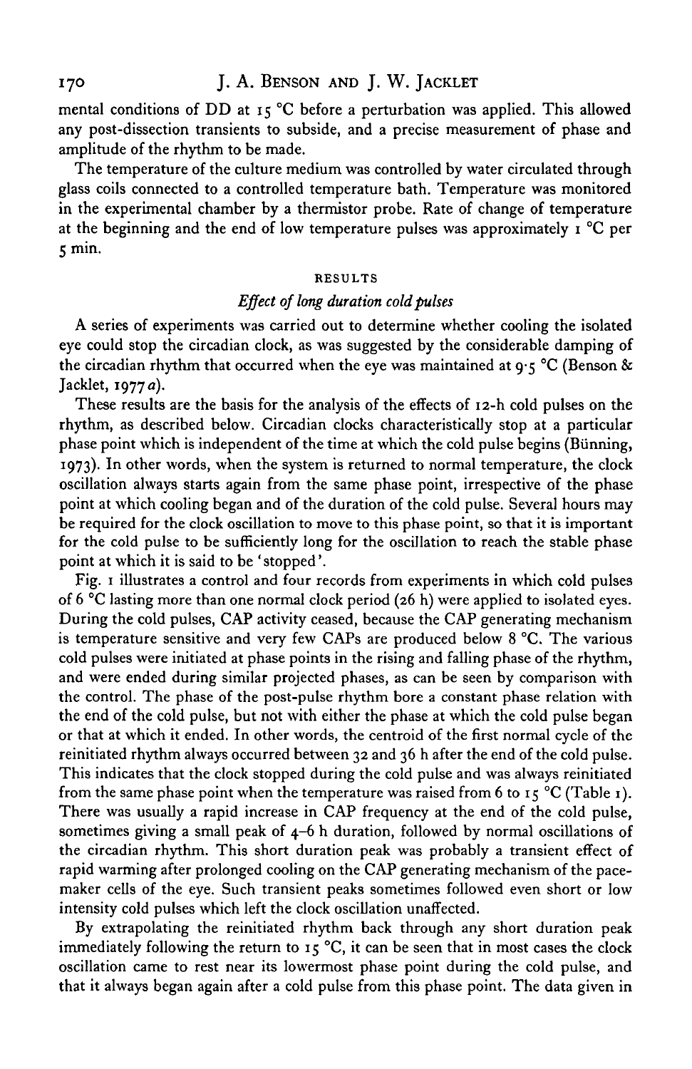mental conditions of DD at 15 °C before a perturbation was applied. This allowed any post-dissection transients to subside, and a precise measurement of phase and amplitude of the rhythm to be made.

The temperature of the culture medium was controlled by water circulated through glass coils connected to a controlled temperature bath. Temperature was monitored in the experimental chamber by a thermistor probe. Rate of change of temperature at the beginning and the end of low temperature pulses was approximately 1 °C per 5 min.

## RESULTS

### *Effect of long duration cold pulses*

A series of experiments was carried out to determine whether cooling the isolated eye could stop the circadian clock, as was suggested by the considerable damping of the circadian rhythm that occurred when the eye was maintained at 9·5 °C (Benson & Jacklet, 1977*a*).

These results are the basis for the analysis of the effects of 12-h cold pulses on the rhythm, as described below. Circadian clocks characteristically stop at a particular phase point which is independent of the time at which the cold pulse begins (Bünning, 1973). In other words, when the system is returned to normal temperature, the clock oscillation always starts again from the same phase point, irrespective of the phase point at which cooling began and of the duration of the cold pulse. Several hours may be required for the clock oscillation to move to this phase point, so that it is important for the cold pulse to be sufficiently long for the oscillation to reach the stable phase point at which it is said to be 'stopped'.

Fig. 1 illustrates a control and four records from experiments in which cold pulses of 6 °C lasting more than one normal clock period (26 h) were applied to isolated eyes. During the cold pulses, CAP activity ceased, because the CAP generating mechanism is temperature sensitive and very few CAPs are produced below 8 °C. The various cold pulses were initiated at phase points in the rising and falling phase of the rhythm, and were ended during similar projected phases, as can be seen by comparison with the control. The phase of the post-pulse rhythm bore a constant phase relation with the end of the cold pulse, but not with either the phase at which the cold pulse began or that at which it ended. In other words, the centroid of the first normal cycle of the reinitiated rhythm always occurred between 32 and 36 h after the end of the cold pulse. This indicates that the clock stopped during the cold pulse and was always reinitiated from the same phase point when the temperature was raised from 6 to 15 °C (Table 1). There was usually a rapid increase in CAP frequency at the end of the cold pulse, sometimes giving a small peak of 4–6 h duration, followed by normal oscillations of the circadian rhythm. This short duration peak was probably a transient effect of rapid warming after prolonged cooling on the CAP generating mechanism of the pacemaker cells of the eye. Such transient peaks sometimes followed even short or low intensity cold pulses which left the clock oscillation unaffected.

By extrapolating the reinitiated rhythm back through any short duration peak immediately following the return to 15 °C, it can be seen that in most cases the clock oscillation came to rest near its lowermost phase point during the cold pulse, and that it always began again after a cold pulse from this phase point. The data given in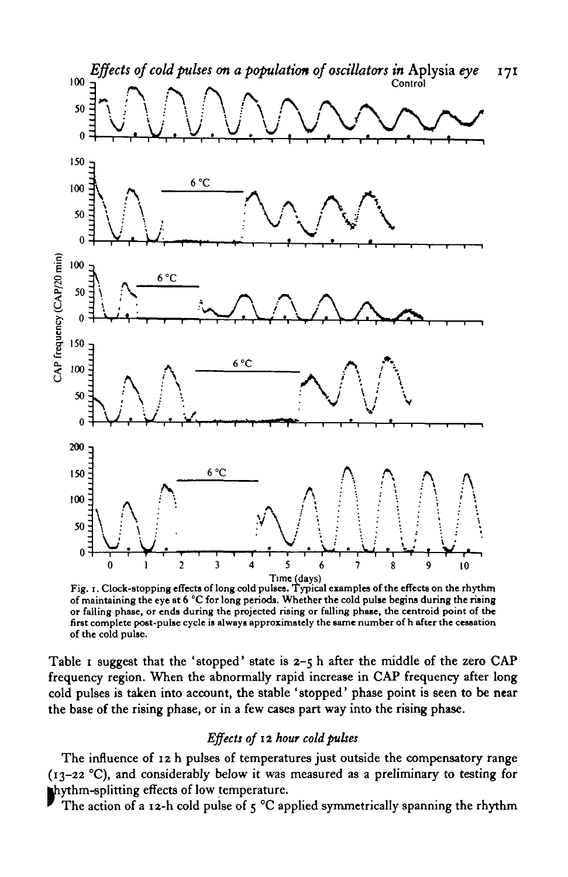Fig. 1. Clock-stopping effects of long cold pulses. Typical examples of the effects on the rhythm of maintaining the eye at 6 °C for long periods. Whether the cold pulse begins during the rising or falling phase, or ends during the projected rising or falling phase, the centroid point of the first complete post-pulse cycle is always approximately the same number of h after the cessation of the cold pulse.

Table 1 suggest that the 'stopped' state is 2–5 h after the middle of the zero CAP frequency region. When the abnormally rapid increase in CAP frequency after long cold pulses is taken into account, the stable 'stopped' phase point is seen to be near the base of the rising phase, or in a few cases part way into the rising phase.

### *Effects of 12 hour cold pulses*

The influence of 12 h pulses of temperatures just outside the compensatory range (13–22 °C), and considerably below it was measured as a preliminary to testing for rhythm-splitting effects of low temperature.

The action of a 12-h cold pulse of 5 °C applied symmetrically spanning the rhythm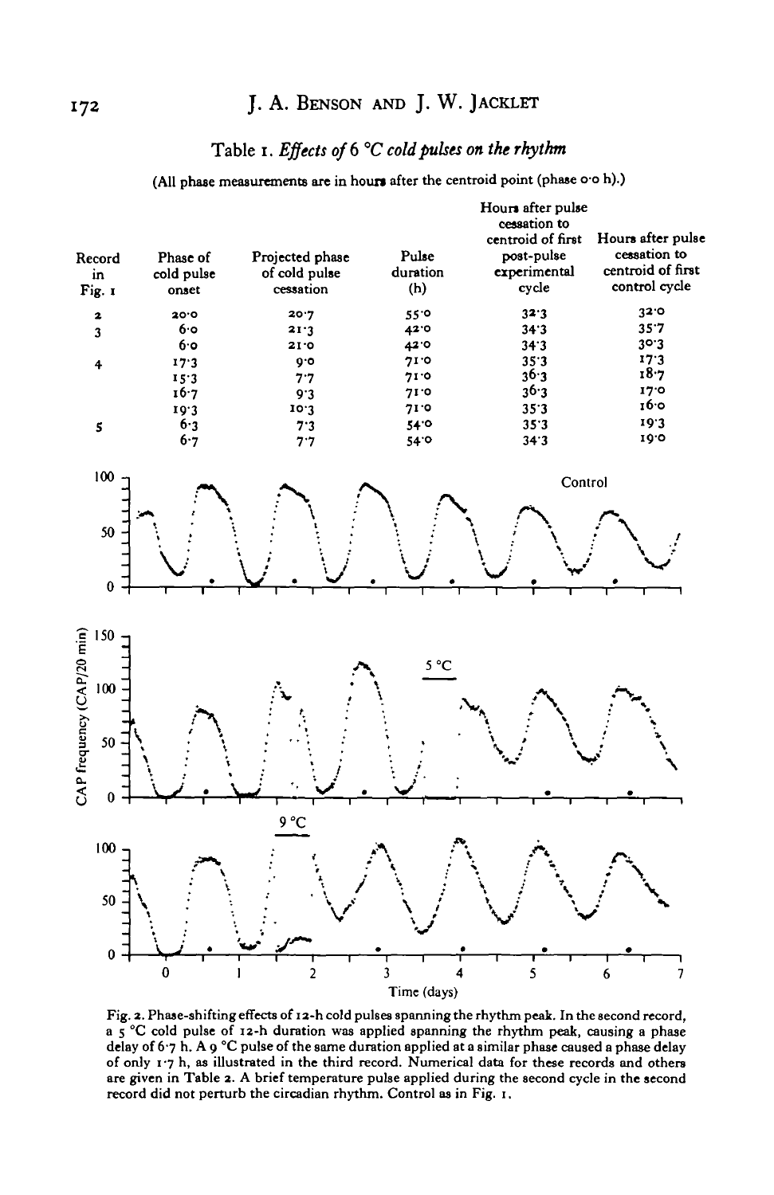Table 1. *Effects of 6 °C cold pulses on the rhythm*

(All phase measurements are in hours after the centroid point (phase 0·0 h).)

| Record in Fig. 1 | Phase of cold pulse onset | Projected phase of cold pulse cessation | Pulse duration (h) | Hours after pulse cessation to centroid of first post-pulse experimental cycle | Hours after pulse cessation to centroid of first control cycle |
|---|---|---|---|---|---|
| 2 | 20·0 | 20·7 | 55·0 | 32·3 | 32·0 |
| 3 | 6·0 | 21·3 | 42·0 | 34·3 | 35·7 |
| | 6·0 | 21·0 | 42·0 | 34·3 | 30·3 |
| 4 | 17·3 | 9·0 | 71·0 | 35·3 | 17·3 |
| | 15·3 | 7·7 | 71·0 | 36·3 | 18·7 |
| | 16·7 | 9·3 | 71·0 | 36·3 | 17·0 |
| | 19·3 | 10·3 | 71·0 | 35·3 | 16·0 |
| 5 | 6·3 | 7·3 | 54·0 | 35·3 | 19·3 |
| | 6·7 | 7·7 | 54·0 | 34·3 | 19·0 |

Fig. 2. Phase-shifting effects of 12-h cold pulses spanning the rhythm peak. In the second record, a 5 °C cold pulse of 12-h duration was applied spanning the rhythm peak, causing a phase delay of 6·7 h. A 9 °C pulse of the same duration applied at a similar phase caused a phase delay of only 1·7 h, as illustrated in the third record. Numerical data for these records and others are given in Table 2. A brief temperature pulse applied during the second cycle in the second record did not perturb the circadian rhythm. Control as in Fig. 1.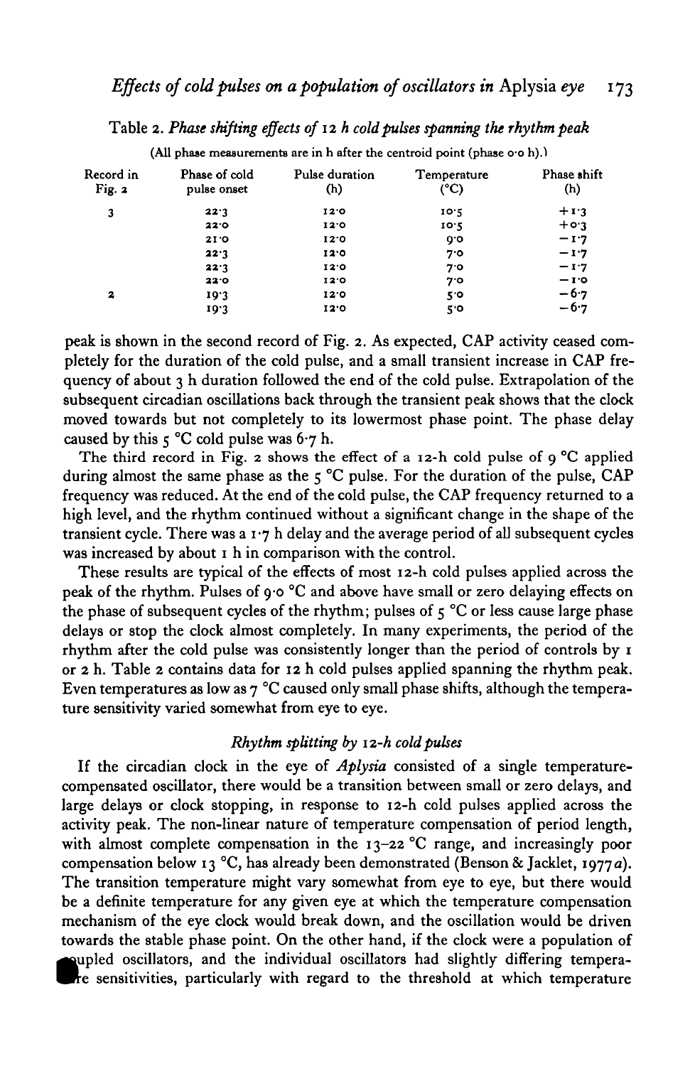Table 2. *Phase shifting effects of 12 h cold pulses spanning the rhythm peak*

(All phase measurements are in h after the centroid point (phase 0.0 h).)

| Record in Fig. 2 | Phase of cold pulse onset | Pulse duration (h) | Temperature (°C) | Phase shift (h) |
|---|---|---|---|---|
| 3 | 22.3 | 12.0 | 10.5 | +1.3 |
| | 22.0 | 12.0 | 10.5 | +0.3 |
| | 21.0 | 12.0 | 9.0 | −1.7 |
| | 22.3 | 12.0 | 7.0 | −1.7 |
| | 22.3 | 12.0 | 7.0 | −1.7 |
| | 22.0 | 12.0 | 7.0 | −1.0 |
| 2 | 19.3 | 12.0 | 5.0 | −6.7 |
| | 19.3 | 12.0 | 5.0 | −6.7 |

peak is shown in the second record of Fig. 2. As expected, CAP activity ceased completely for the duration of the cold pulse, and a small transient increase in CAP frequency of about 3 h duration followed the end of the cold pulse. Extrapolation of the subsequent circadian oscillations back through the transient peak shows that the clock moved towards but not completely to its lowermost phase point. The phase delay caused by this 5 °C cold pulse was 6.7 h.

The third record in Fig. 2 shows the effect of a 12-h cold pulse of 9 °C applied during almost the same phase as the 5 °C pulse. For the duration of the pulse, CAP frequency was reduced. At the end of the cold pulse, the CAP frequency returned to a high level, and the rhythm continued without a significant change in the shape of the transient cycle. There was a 1.7 h delay and the average period of all subsequent cycles was increased by about 1 h in comparison with the control.

These results are typical of the effects of most 12-h cold pulses applied across the peak of the rhythm. Pulses of 9.0 °C and above have small or zero delaying effects on the phase of subsequent cycles of the rhythm; pulses of 5 °C or less cause large phase delays or stop the clock almost completely. In many experiments, the period of the rhythm after the cold pulse was consistently longer than the period of controls by 1 or 2 h. Table 2 contains data for 12 h cold pulses applied spanning the rhythm peak. Even temperatures as low as 7 °C caused only small phase shifts, although the temperature sensitivity varied somewhat from eye to eye.

### *Rhythm splitting by 12-h cold pulses*

If the circadian clock in the eye of *Aplysia* consisted of a single temperature-compensated oscillator, there would be a transition between small or zero delays, and large delays or clock stopping, in response to 12-h cold pulses applied across the activity peak. The non-linear nature of temperature compensation of period length, with almost complete compensation in the 13–22 °C range, and increasingly poor compensation below 13 °C, has already been demonstrated (Benson & Jacklet, 1977*a*). The transition temperature might vary somewhat from eye to eye, but there would be a definite temperature for any given eye at which the temperature compensation mechanism of the eye clock would break down, and the oscillation would be driven towards the stable phase point. On the other hand, if the clock were a population of coupled oscillators, and the individual oscillators had slightly differing temperature sensitivities, particularly with regard to the threshold at which temperature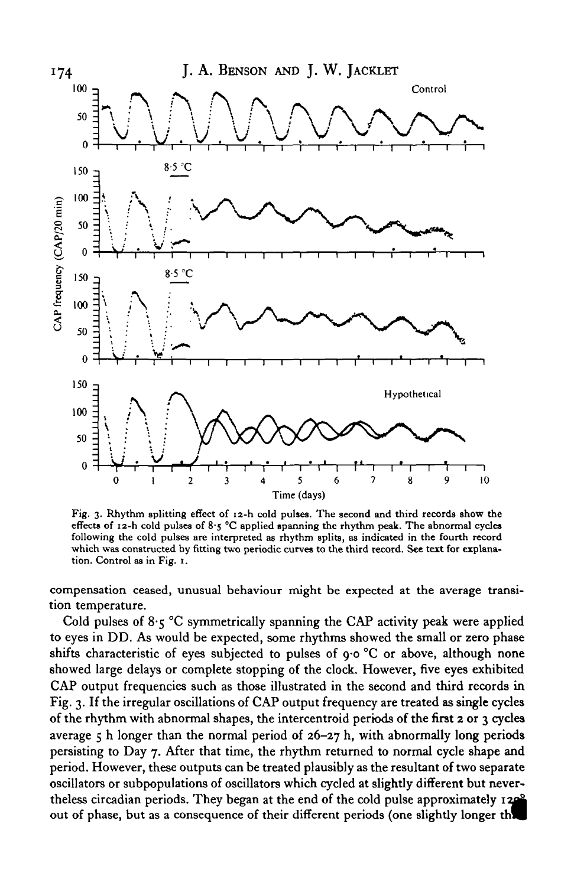Fig. 3. Rhythm splitting effect of 12-h cold pulses. The second and third records show the effects of 12-h cold pulses of 8·5 °C applied spanning the rhythm peak. The abnormal cycles following the cold pulses are interpreted as rhythm splits, as indicated in the fourth record which was constructed by fitting two periodic curves to the third record. See text for explanation. Control as in Fig. 1.

compensation ceased, unusual behaviour might be expected at the average transition temperature.

Cold pulses of 8·5 °C symmetrically spanning the CAP activity peak were applied to eyes in DD. As would be expected, some rhythms showed the small or zero phase shifts characteristic of eyes subjected to pulses of 9·0 °C or above, although none showed large delays or complete stopping of the clock. However, five eyes exhibited CAP output frequencies such as those illustrated in the second and third records in Fig. 3. If the irregular oscillations of CAP output frequency are treated as single cycles of the rhythm with abnormal shapes, the intercentroid periods of the first 2 or 3 cycles average 5 h longer than the normal period of 26–27 h, with abnormally long periods persisting to Day 7. After that time, the rhythm returned to normal cycle shape and period. However, these outputs can be treated plausibly as the resultant of two separate oscillators or subpopulations of oscillators which cycled at slightly different but nevertheless circadian periods. They began at the end of the cold pulse approximately 120° out of phase, but as a consequence of their different periods (one slightly longer th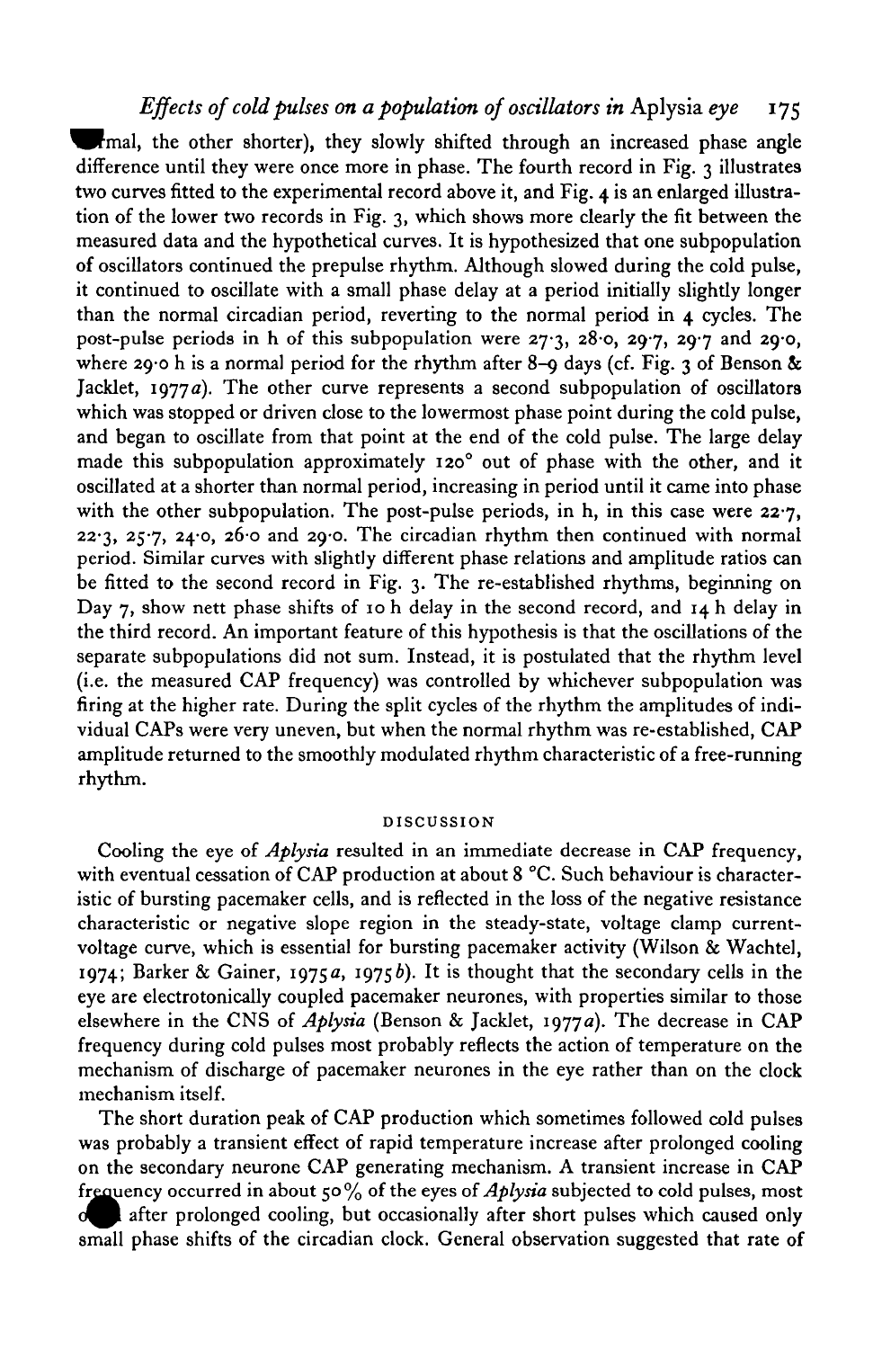mal, the other shorter), they slowly shifted through an increased phase angle difference until they were once more in phase. The fourth record in Fig. 3 illustrates two curves fitted to the experimental record above it, and Fig. 4 is an enlarged illustration of the lower two records in Fig. 3, which shows more clearly the fit between the measured data and the hypothetical curves. It is hypothesized that one subpopulation of oscillators continued the prepulse rhythm. Although slowed during the cold pulse, it continued to oscillate with a small phase delay at a period initially slightly longer than the normal circadian period, reverting to the normal period in 4 cycles. The post-pulse periods in h of this subpopulation were 27·3, 28·0, 29·7, 29·7 and 29·0, where 29·0 h is a normal period for the rhythm after 8–9 days (cf. Fig. 3 of Benson & Jacklet, 1977*a*). The other curve represents a second subpopulation of oscillators which was stopped or driven close to the lowermost phase point during the cold pulse, and began to oscillate from that point at the end of the cold pulse. The large delay made this subpopulation approximately 120° out of phase with the other, and it oscillated at a shorter than normal period, increasing in period until it came into phase with the other subpopulation. The post-pulse periods, in h, in this case were 22·7, 22·3, 25·7, 24·0, 26·0 and 29·0. The circadian rhythm then continued with normal period. Similar curves with slightly different phase relations and amplitude ratios can be fitted to the second record in Fig. 3. The re-established rhythms, beginning on Day 7, show nett phase shifts of 10 h delay in the second record, and 14 h delay in the third record. An important feature of this hypothesis is that the oscillations of the separate subpopulations did not sum. Instead, it is postulated that the rhythm level (i.e. the measured CAP frequency) was controlled by whichever subpopulation was firing at the higher rate. During the split cycles of the rhythm the amplitudes of individual CAPs were very uneven, but when the normal rhythm was re-established, CAP amplitude returned to the smoothly modulated rhythm characteristic of a free-running rhythm.

## DISCUSSION

Cooling the eye of *Aplysia* resulted in an immediate decrease in CAP frequency, with eventual cessation of CAP production at about 8 °C. Such behaviour is characteristic of bursting pacemaker cells, and is reflected in the loss of the negative resistance characteristic or negative slope region in the steady-state, voltage clamp current-voltage curve, which is essential for bursting pacemaker activity (Wilson & Wachtel, 1974; Barker & Gainer, 1975*a*, 1975*b*). It is thought that the secondary cells in the eye are electrotonically coupled pacemaker neurones, with properties similar to those elsewhere in the CNS of *Aplysia* (Benson & Jacklet, 1977*a*). The decrease in CAP frequency during cold pulses most probably reflects the action of temperature on the mechanism of discharge of pacemaker neurones in the eye rather than on the clock mechanism itself.

The short duration peak of CAP production which sometimes followed cold pulses was probably a transient effect of rapid temperature increase after prolonged cooling on the secondary neurone CAP generating mechanism. A transient increase in CAP frequency occurred in about 50% of the eyes of *Aplysia* subjected to cold pulses, most often after prolonged cooling, but occasionally after short pulses which caused only small phase shifts of the circadian clock. General observation suggested that rate of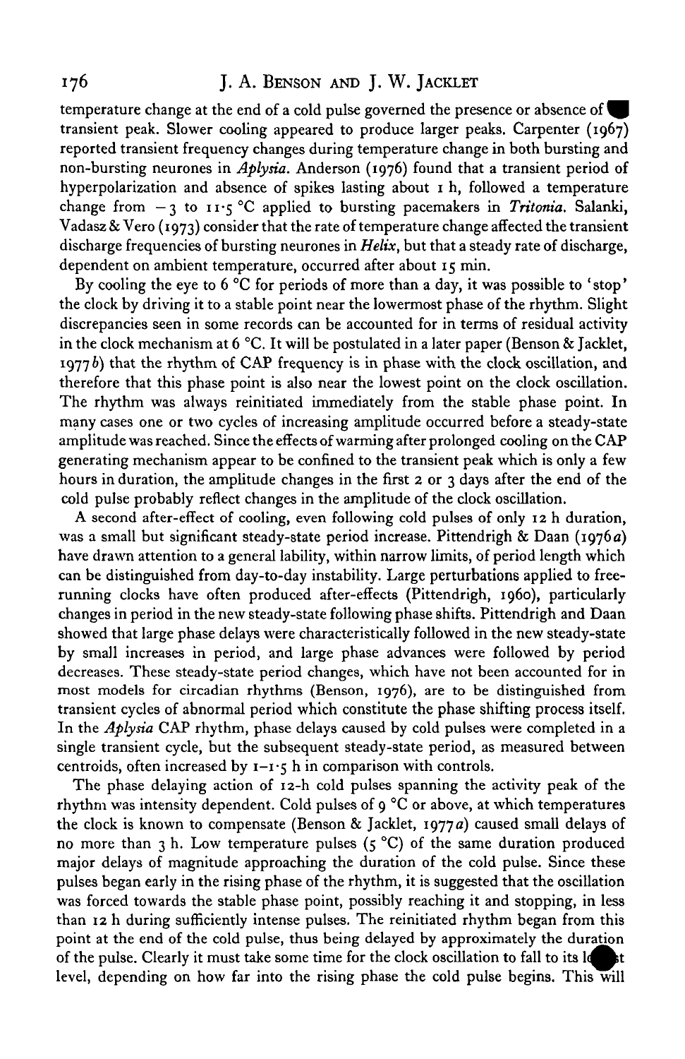temperature change at the end of a cold pulse governed the presence or absence of a transient peak. Slower cooling appeared to produce larger peaks. Carpenter (1967) reported transient frequency changes during temperature change in both bursting and non-bursting neurones in *Aplysia*. Anderson (1976) found that a transient period of hyperpolarization and absence of spikes lasting about 1 h, followed a temperature change from −3 to 11·5 °C applied to bursting pacemakers in *Tritonia*. Salanki, Vadasz & Vero (1973) consider that the rate of temperature change affected the transient discharge frequencies of bursting neurones in *Helix*, but that a steady rate of discharge, dependent on ambient temperature, occurred after about 15 min.

By cooling the eye to 6 °C for periods of more than a day, it was possible to 'stop' the clock by driving it to a stable point near the lowermost phase of the rhythm. Slight discrepancies seen in some records can be accounted for in terms of residual activity in the clock mechanism at 6 °C. It will be postulated in a later paper (Benson & Jacklet, 1977*b*) that the rhythm of CAP frequency is in phase with the clock oscillation, and therefore that this phase point is also near the lowest point on the clock oscillation. The rhythm was always reinitiated immediately from the stable phase point. In many cases one or two cycles of increasing amplitude occurred before a steady-state amplitude was reached. Since the effects of warming after prolonged cooling on the CAP generating mechanism appear to be confined to the transient peak which is only a few hours in duration, the amplitude changes in the first 2 or 3 days after the end of the cold pulse probably reflect changes in the amplitude of the clock oscillation.

A second after-effect of cooling, even following cold pulses of only 12 h duration, was a small but significant steady-state period increase. Pittendrigh & Daan (1976*a*) have drawn attention to a general lability, within narrow limits, of period length which can be distinguished from day-to-day instability. Large perturbations applied to free-running clocks have often produced after-effects (Pittendrigh, 1960), particularly changes in period in the new steady-state following phase shifts. Pittendrigh and Daan showed that large phase delays were characteristically followed in the new steady-state by small increases in period, and large phase advances were followed by period decreases. These steady-state period changes, which have not been accounted for in most models for circadian rhythms (Benson, 1976), are to be distinguished from transient cycles of abnormal period which constitute the phase shifting process itself. In the *Aplysia* CAP rhythm, phase delays caused by cold pulses were completed in a single transient cycle, but the subsequent steady-state period, as measured between centroids, often increased by 1–1·5 h in comparison with controls.

The phase delaying action of 12-h cold pulses spanning the activity peak of the rhythm was intensity dependent. Cold pulses of 9 °C or above, at which temperatures the clock is known to compensate (Benson & Jacklet, 1977*a*) caused small delays of no more than 3 h. Low temperature pulses (5 °C) of the same duration produced major delays of magnitude approaching the duration of the cold pulse. Since these pulses began early in the rising phase of the rhythm, it is suggested that the oscillation was forced towards the stable phase point, possibly reaching it and stopping, in less than 12 h during sufficiently intense pulses. The reinitiated rhythm began from this point at the end of the cold pulse, thus being delayed by approximately the duration of the pulse. Clearly it must take some time for the clock oscillation to fall to its lowest level, depending on how far into the rising phase the cold pulse begins. This will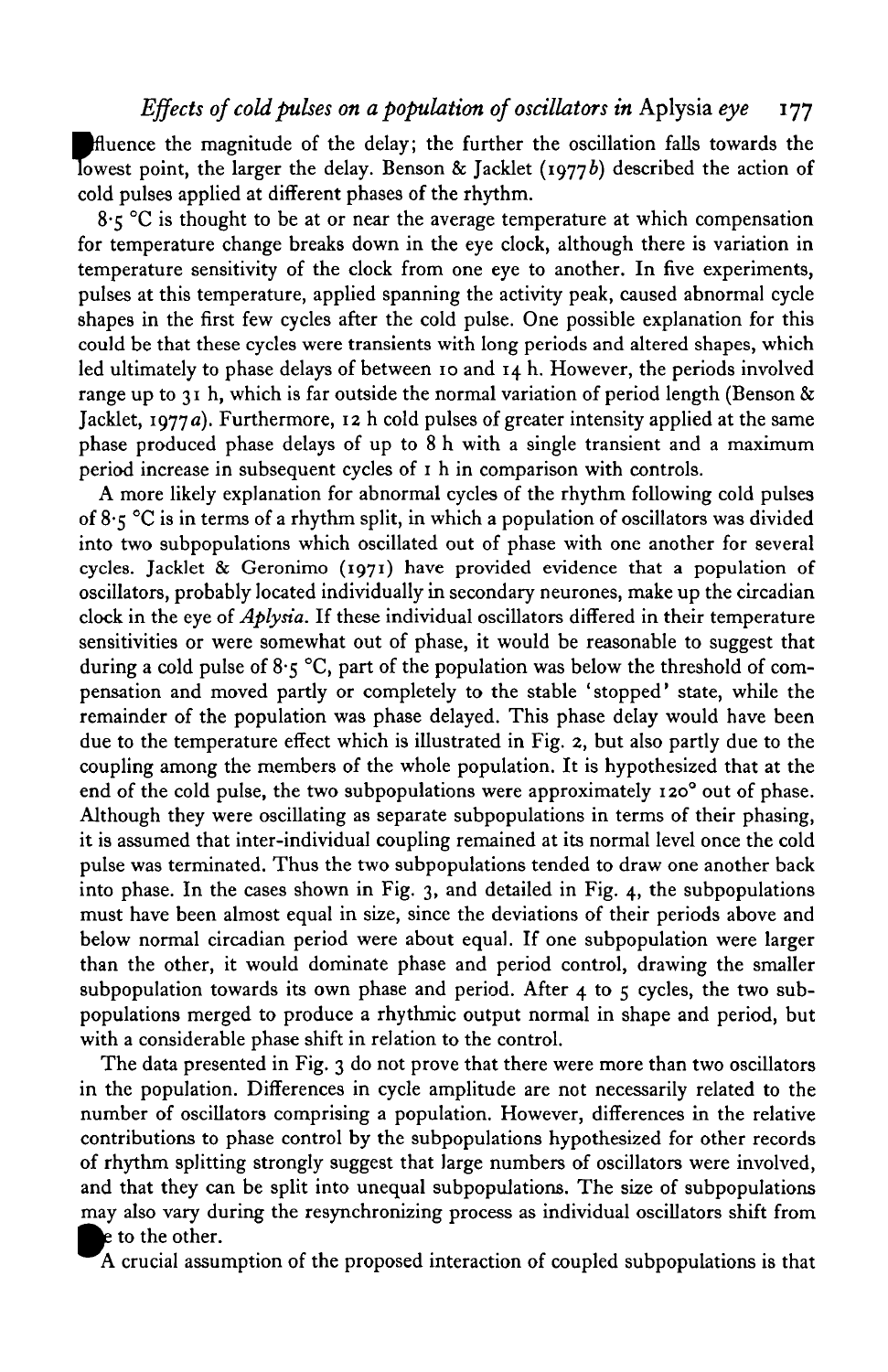fluence the magnitude of the delay; the further the oscillation falls towards the lowest point, the larger the delay. Benson & Jacklet (1977*b*) described the action of cold pulses applied at different phases of the rhythm.

8·5 °C is thought to be at or near the average temperature at which compensation for temperature change breaks down in the eye clock, although there is variation in temperature sensitivity of the clock from one eye to another. In five experiments, pulses at this temperature, applied spanning the activity peak, caused abnormal cycle shapes in the first few cycles after the cold pulse. One possible explanation for this could be that these cycles were transients with long periods and altered shapes, which led ultimately to phase delays of between 10 and 14 h. However, the periods involved range up to 31 h, which is far outside the normal variation of period length (Benson & Jacklet, 1977*a*). Furthermore, 12 h cold pulses of greater intensity applied at the same phase produced phase delays of up to 8 h with a single transient and a maximum period increase in subsequent cycles of 1 h in comparison with controls.

A more likely explanation for abnormal cycles of the rhythm following cold pulses of 8·5 °C is in terms of a rhythm split, in which a population of oscillators was divided into two subpopulations which oscillated out of phase with one another for several cycles. Jacklet & Geronimo (1971) have provided evidence that a population of oscillators, probably located individually in secondary neurones, make up the circadian clock in the eye of *Aplysia*. If these individual oscillators differed in their temperature sensitivities or were somewhat out of phase, it would be reasonable to suggest that during a cold pulse of 8·5 °C, part of the population was below the threshold of compensation and moved partly or completely to the stable 'stopped' state, while the remainder of the population was phase delayed. This phase delay would have been due to the temperature effect which is illustrated in Fig. 2, but also partly due to the coupling among the members of the whole population. It is hypothesized that at the end of the cold pulse, the two subpopulations were approximately 120° out of phase. Although they were oscillating as separate subpopulations in terms of their phasing, it is assumed that inter-individual coupling remained at its normal level once the cold pulse was terminated. Thus the two subpopulations tended to draw one another back into phase. In the cases shown in Fig. 3, and detailed in Fig. 4, the subpopulations must have been almost equal in size, since the deviations of their periods above and below normal circadian period were about equal. If one subpopulation were larger than the other, it would dominate phase and period control, drawing the smaller subpopulation towards its own phase and period. After 4 to 5 cycles, the two subpopulations merged to produce a rhythmic output normal in shape and period, but with a considerable phase shift in relation to the control.

The data presented in Fig. 3 do not prove that there were more than two oscillators in the population. Differences in cycle amplitude are not necessarily related to the number of oscillators comprising a population. However, differences in the relative contributions to phase control by the subpopulations hypothesized for other records of rhythm splitting strongly suggest that large numbers of oscillators were involved, and that they can be split into unequal subpopulations. The size of subpopulations may also vary during the resynchronizing process as individual oscillators shift from one to the other.

A crucial assumption of the proposed interaction of coupled subpopulations is that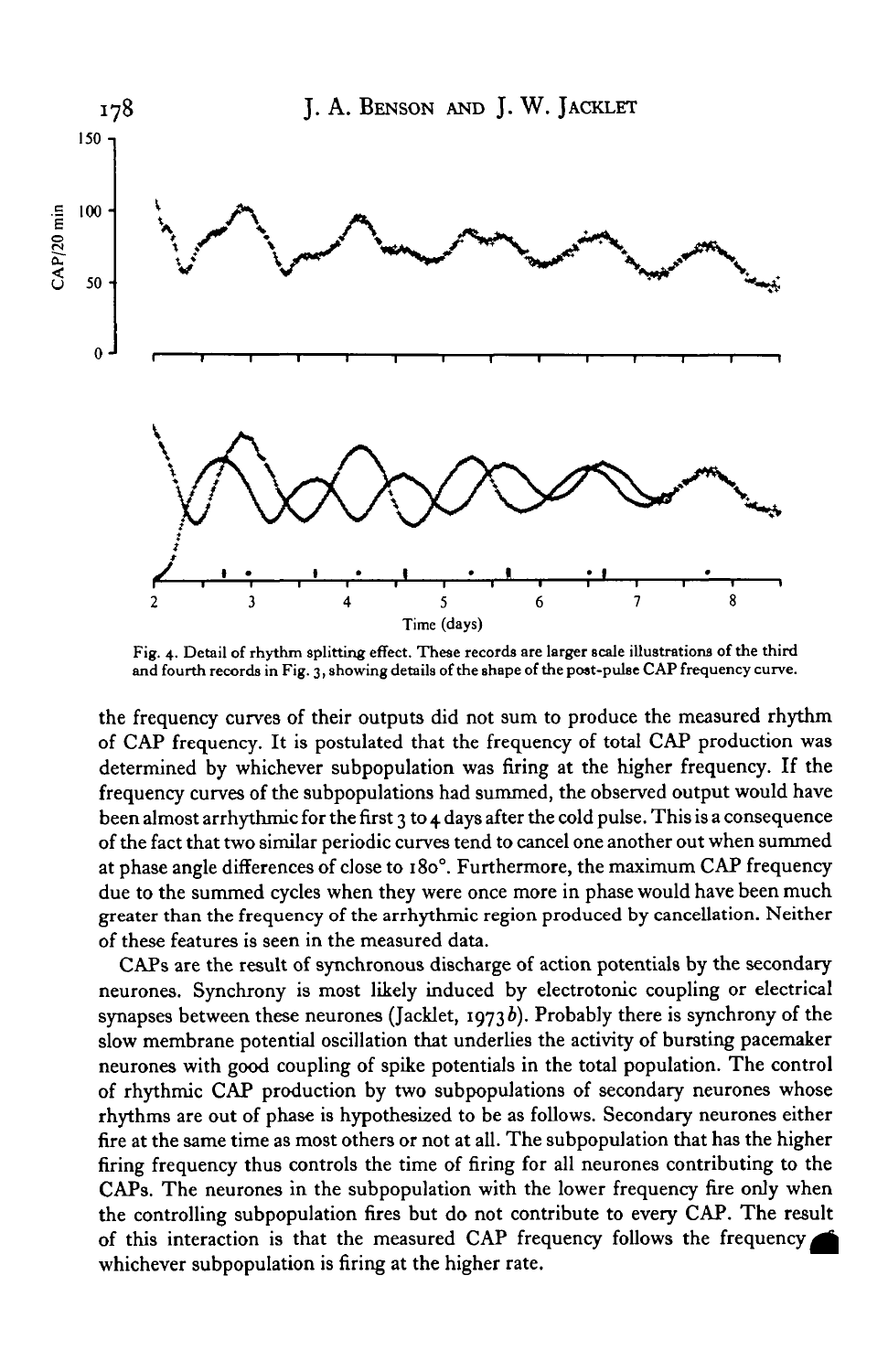Fig. 4. Detail of rhythm splitting effect. These records are larger scale illustrations of the third and fourth records in Fig. 3, showing details of the shape of the post-pulse CAP frequency curve.

the frequency curves of their outputs did not sum to produce the measured rhythm of CAP frequency. It is postulated that the frequency of total CAP production was determined by whichever subpopulation was firing at the higher frequency. If the frequency curves of the subpopulations had summed, the observed output would have been almost arrhythmic for the first 3 to 4 days after the cold pulse. This is a consequence of the fact that two similar periodic curves tend to cancel one another out when summed at phase angle differences of close to 180°. Furthermore, the maximum CAP frequency due to the summed cycles when they were once more in phase would have been much greater than the frequency of the arrhythmic region produced by cancellation. Neither of these features is seen in the measured data.

CAPs are the result of synchronous discharge of action potentials by the secondary neurones. Synchrony is most likely induced by electrotonic coupling or electrical synapses between these neurones (Jacklet, 1973*b*). Probably there is synchrony of the slow membrane potential oscillation that underlies the activity of bursting pacemaker neurones with good coupling of spike potentials in the total population. The control of rhythmic CAP production by two subpopulations of secondary neurones whose rhythms are out of phase is hypothesized to be as follows. Secondary neurones either fire at the same time as most others or not at all. The subpopulation that has the higher firing frequency thus controls the time of firing for all neurones contributing to the CAPs. The neurones in the subpopulation with the lower frequency fire only when the controlling subpopulation fires but do not contribute to every CAP. The result of this interaction is that the measured CAP frequency follows the frequency of whichever subpopulation is firing at the higher rate.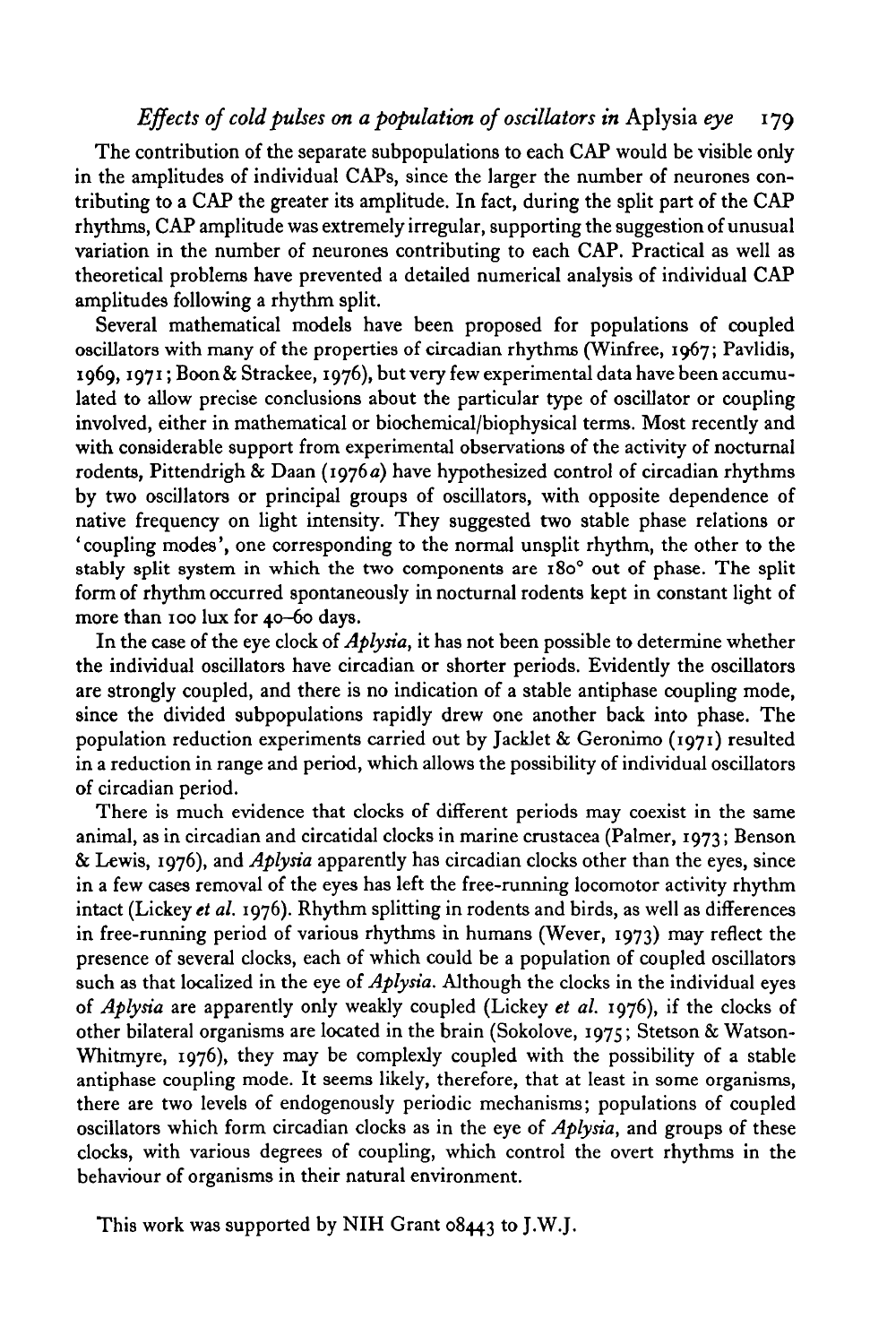The contribution of the separate subpopulations to each CAP would be visible only in the amplitudes of individual CAPs, since the larger the number of neurones contributing to a CAP the greater its amplitude. In fact, during the split part of the CAP rhythms, CAP amplitude was extremely irregular, supporting the suggestion of unusual variation in the number of neurones contributing to each CAP. Practical as well as theoretical problems have prevented a detailed numerical analysis of individual CAP amplitudes following a rhythm split.

Several mathematical models have been proposed for populations of coupled oscillators with many of the properties of circadian rhythms (Winfree, 1967; Pavlidis, 1969, 1971; Boon & Strackee, 1976), but very few experimental data have been accumulated to allow precise conclusions about the particular type of oscillator or coupling involved, either in mathematical or biochemical/biophysical terms. Most recently and with considerable support from experimental observations of the activity of nocturnal rodents, Pittendrigh & Daan (1976*a*) have hypothesized control of circadian rhythms by two oscillators or principal groups of oscillators, with opposite dependence of native frequency on light intensity. They suggested two stable phase relations or 'coupling modes', one corresponding to the normal unsplit rhythm, the other to the stably split system in which the two components are 180° out of phase. The split form of rhythm occurred spontaneously in nocturnal rodents kept in constant light of more than 100 lux for 40–60 days.

In the case of the eye clock of *Aplysia*, it has not been possible to determine whether the individual oscillators have circadian or shorter periods. Evidently the oscillators are strongly coupled, and there is no indication of a stable antiphase coupling mode, since the divided subpopulations rapidly drew one another back into phase. The population reduction experiments carried out by Jacklet & Geronimo (1971) resulted in a reduction in range and period, which allows the possibility of individual oscillators of circadian period.

There is much evidence that clocks of different periods may coexist in the same animal, as in circadian and circatidal clocks in marine crustacea (Palmer, 1973; Benson & Lewis, 1976), and *Aplysia* apparently has circadian clocks other than the eyes, since in a few cases removal of the eyes has left the free-running locomotor activity rhythm intact (Lickey *et al.* 1976). Rhythm splitting in rodents and birds, as well as differences in free-running period of various rhythms in humans (Wever, 1973) may reflect the presence of several clocks, each of which could be a population of coupled oscillators such as that localized in the eye of *Aplysia*. Although the clocks in the individual eyes of *Aplysia* are apparently only weakly coupled (Lickey *et al.* 1976), if the clocks of other bilateral organisms are located in the brain (Sokolove, 1975; Stetson & Watson-Whitmyre, 1976), they may be complexly coupled with the possibility of a stable antiphase coupling mode. It seems likely, therefore, that at least in some organisms, there are two levels of endogenously periodic mechanisms; populations of coupled oscillators which form circadian clocks as in the eye of *Aplysia*, and groups of these clocks, with various degrees of coupling, which control the overt rhythms in the behaviour of organisms in their natural environment.

This work was supported by NIH Grant 08443 to J.W.J.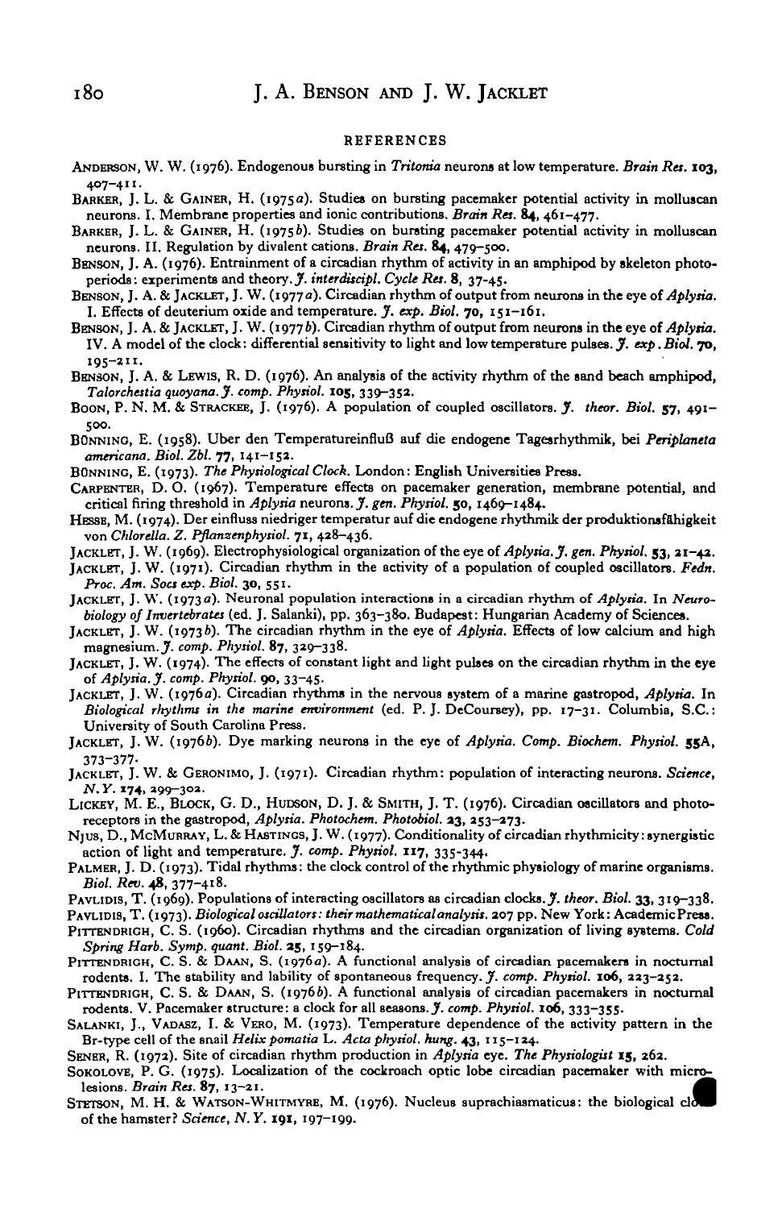## REFERENCES

ANDERSON, W. W. (1976). Endogenous bursting in *Tritonia* neurons at low temperature. *Brain Res.* **103**, 407–411.

BARKER, J. L. & GAINER, H. (1975*a*). Studies on bursting pacemaker potential activity in molluscan neurons. I. Membrane properties and ionic contributions. *Brain Res.* **84**, 461–477.

BARKER, J. L. & GAINER, H. (1975*b*). Studies on bursting pacemaker potential activity in molluscan neurons. II. Regulation by divalent cations. *Brain Res.* **84**, 479–500.

BENSON, J. A. (1976). Entrainment of a circadian rhythm of activity in an amphipod by skeleton photoperiods: experiments and theory. *J. interdiscipl. Cycle Res.* **8**, 37–45.

BENSON, J. A. & JACKLET, J. W. (1977*a*). Circadian rhythm of output from neurons in the eye of *Aplysia*. I. Effects of deuterium oxide and temperature. *J. exp. Biol.* **70**, 151–161.

BENSON, J. A. & JACKLET, J. W. (1977*b*). Circadian rhythm of output from neurons in the eye of *Aplysia*. IV. A model of the clock: differential sensitivity to light and low temperature pulses. *J. exp. Biol.* **70**, 195–211.

BENSON, J. A. & LEWIS, R. D. (1976). An analysis of the activity rhythm of the sand beach amphipod, *Talorchestia quoyana*. *J. comp. Physiol.* **105**, 339–352.

BOON, P. N. M. & STRACKEE, J. (1976). A population of coupled oscillators. *J. theor. Biol.* **57**, 491–500.

BÜNNING, E. (1958). Über den Temperatureinfluß auf die endogene Tagesrhythmik, bei *Periplaneta americana*. *Biol. Zbl.* **77**, 141–152.

BÜNNING, E. (1973). *The Physiological Clock*. London: English Universities Press.

CARPENTER, D. O. (1967). Temperature effects on pacemaker generation, membrane potential, and critical firing threshold in *Aplysia* neurons. *J. gen. Physiol.* **50**, 1469–1484.

HESSE, M. (1974). Der einfluss niedriger temperatur auf die endogene rhythmik der produktionsfähigkeit von *Chlorella*. *Z. Pflanzenphysiol.* **71**, 428–436.

JACKLET, J. W. (1969). Electrophysiological organization of the eye of *Aplysia*. *J. gen. Physiol.* **53**, 21–42.

JACKLET, J. W. (1971). Circadian rhythm in the activity of a population of coupled oscillators. *Fedn. Proc. Am. Socs exp. Biol.* **30**, 551.

JACKLET, J. W. (1973*a*). Neuronal population interactions in a circadian rhythm of *Aplysia*. In *Neurobiology of Invertebrates* (ed. J. Salanki), pp. 363–380. Budapest: Hungarian Academy of Sciences.

JACKLET, J. W. (1973*b*). The circadian rhythm in the eye of *Aplysia*. Effects of low calcium and high magnesium. *J. comp. Physiol.* **87**, 329–338.

JACKLET, J. W. (1974). The effects of constant light and light pulses on the circadian rhythm in the eye of *Aplysia*. *J. comp. Physiol.* **90**, 33–45.

JACKLET, J. W. (1976*a*). Circadian rhythms in the nervous system of a marine gastropod, *Aplysia*. In *Biological rhythms in the marine environment* (ed. P. J. DeCoursey), pp. 17–31. Columbia, S.C.: University of South Carolina Press.

JACKLET, J. W. (1976*b*). Dye marking neurons in the eye of *Aplysia*. *Comp. Biochem. Physiol.* **55A**, 373–377.

JACKLET, J. W. & GERONIMO, J. (1971). Circadian rhythm: population of interacting neurons. *Science, N.Y.* **174**, 299–302.

LICKEY, M. E., BLOCK, G. D., HUDSON, D. J. & SMITH, J. T. (1976). Circadian oscillators and photoreceptors in the gastropod, *Aplysia*. *Photochem. Photobiol.* **23**, 253–273.

NJUS, D., MCMURRAY, L. & HASTINGS, J. W. (1977). Conditionality of circadian rhythmicity: synergistic action of light and temperature. *J. comp. Physiol.* **117**, 335–344.

PALMER, J. D. (1973). Tidal rhythms: the clock control of the rhythmic physiology of marine organisms. *Biol. Rev.* **48**, 377–418.

PAVLIDIS, T. (1969). Populations of interacting oscillators as circadian clocks. *J. theor. Biol.* **33**, 319–338.

PAVLIDIS, T. (1973). *Biological oscillators: their mathematical analysis*. 207 pp. New York: Academic Press.

PITTENDRIGH, C. S. (1960). Circadian rhythms and the circadian organization of living systems. *Cold Spring Harb. Symp. quant. Biol.* **25**, 159–184.

PITTENDRIGH, C. S. & DAAN, S. (1976*a*). A functional analysis of circadian pacemakers in nocturnal rodents. I. The stability and lability of spontaneous frequency. *J. comp. Physiol.* **106**, 223–252.

PITTENDRIGH, C. S. & DAAN, S. (1976*b*). A functional analysis of circadian pacemakers in nocturnal rodents. V. Pacemaker structure: a clock for all seasons. *J. comp. Physiol.* **106**, 333–355.

SALANKI, J., VADASZ, I. & VERO, M. (1973). Temperature dependence of the activity pattern in the Br-type cell of the snail *Helix pomatia* L. *Acta physiol. hung.* **43**, 115–124.

SENER, R. (1972). Site of circadian rhythm production in *Aplysia* eye. *The Physiologist* **15**, 262.

SOKOLOVE, P. G. (1975). Localization of the cockroach optic lobe circadian pacemaker with microlesions. *Brain Res.* **87**, 13–21.

STETSON, M. H. & WATSON-WHITMYRE, M. (1976). Nucleus suprachiasmaticus: the biological clock of the hamster? *Science, N.Y.* **191**, 197–199.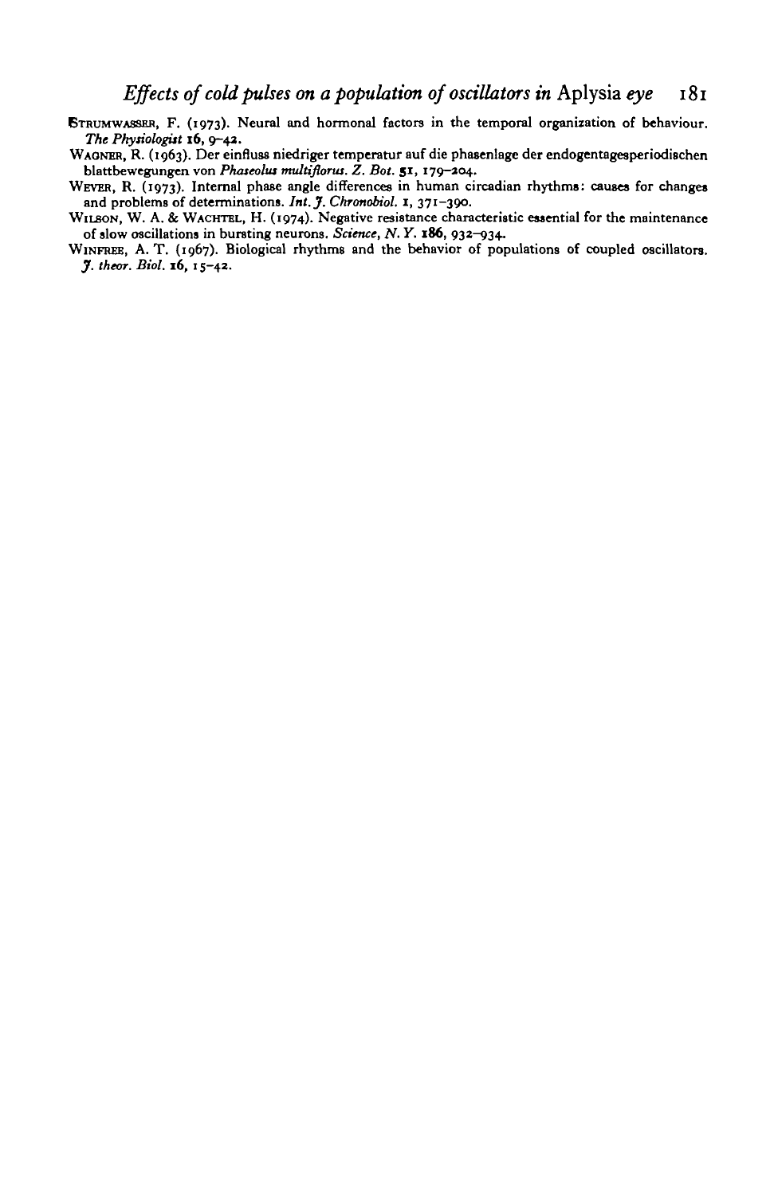STRUMWASSER, F. (1973). Neural and hormonal factors in the temporal organization of behaviour. *The Physiologist* **16**, 9–42.

WAGNER, R. (1963). Der einfluss niedriger temperatur auf die phasenlage der endogentagesperiodischen blattbewegungen von *Phaseolus multiflorus*. *Z. Bot.* **51**, 179–204.

WEVER, R. (1973). Internal phase angle differences in human circadian rhythms: causes for changes and problems of determinations. *Int. J. Chronobiol.* **1**, 371–390.

WILSON, W. A. & WACHTEL, H. (1974). Negative resistance characteristic essential for the maintenance of slow oscillations in bursting neurons. *Science, N.Y.* **186**, 932–934.

WINFREE, A. T. (1967). Biological rhythms and the behavior of populations of coupled oscillators. *J. theor. Biol.* **16**, 15–42.